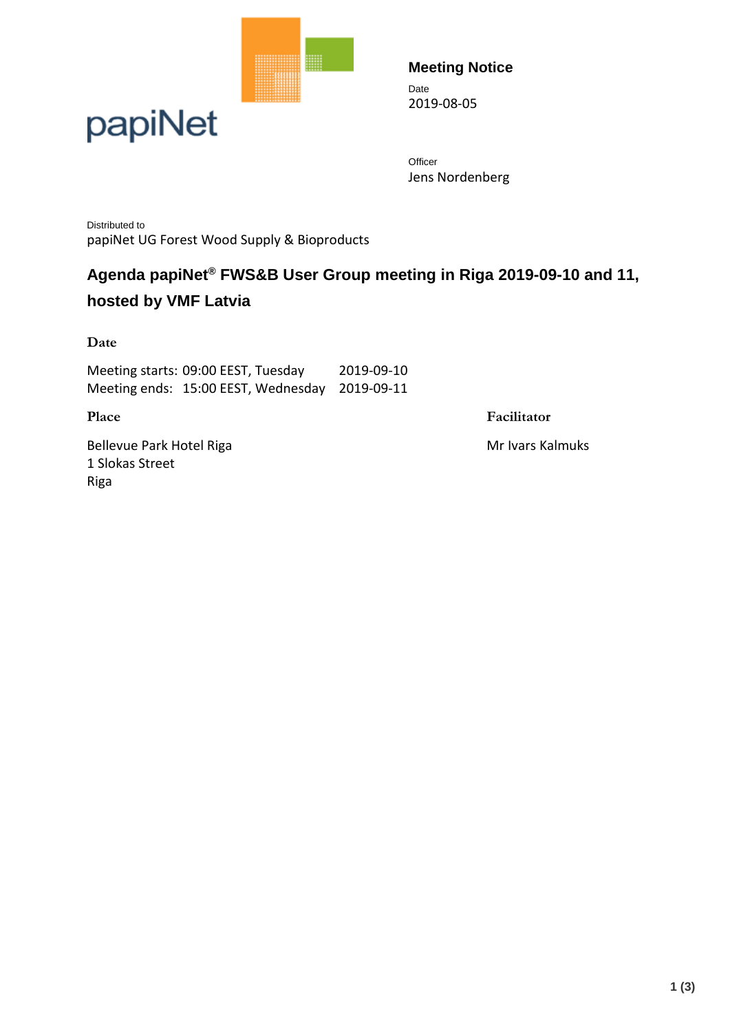papiNet

**Meeting Notice**

Date
2019-08-05

Officer
Jens Nordenberg

Distributed to
papiNet UG Forest Wood Supply & Bioproducts

# Agenda papiNet® FWS&B User Group meeting in Riga 2019-09-10 and 11, hosted by VMF Latvia

## Date

Meeting starts: 09:00 EEST, Tuesday 2019-09-10
Meeting ends: 15:00 EEST, Wednesday 2019-09-11

## Place

Bellevue Park Hotel Riga
1 Slokas Street
Riga

## Facilitator

Mr Ivars Kalmuks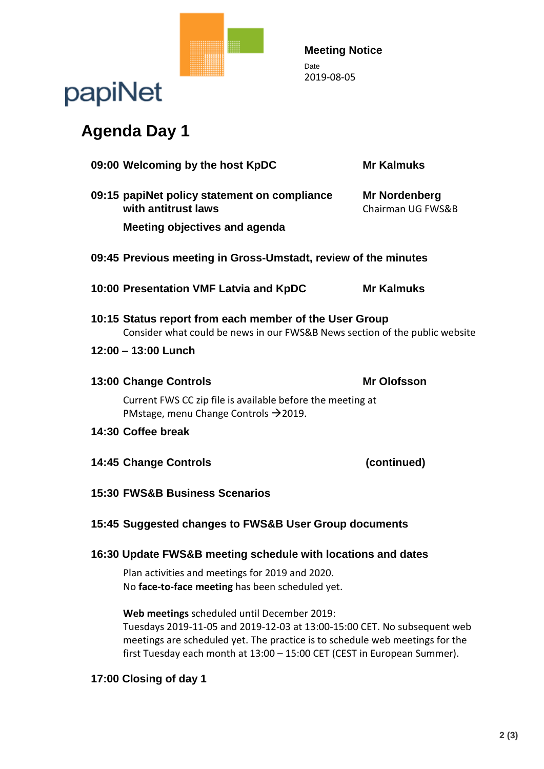papiNet

**Meeting Notice**

Date
2019-08-05

# Agenda Day 1

**09:00 Welcoming by the host KpDC** — **Mr Kalmuks**

**09:15 papiNet policy statement on compliance with antitrust laws** — **Mr Nordenberg**, Chairman UG FWS&B

**Meeting objectives and agenda**

**09:45 Previous meeting in Gross-Umstadt, review of the minutes**

**10:00 Presentation VMF Latvia and KpDC** — **Mr Kalmuks**

**10:15 Status report from each member of the User Group**
Consider what could be news in our FWS&B News section of the public website

**12:00 – 13:00 Lunch**

**13:00 Change Controls** — **Mr Olofsson**

Current FWS CC zip file is available before the meeting at PMstage, menu Change Controls →2019.

**14:30 Coffee break**

**14:45 Change Controls** — **(continued)**

**15:30 FWS&B Business Scenarios**

**15:45 Suggested changes to FWS&B User Group documents**

**16:30 Update FWS&B meeting schedule with locations and dates**

Plan activities and meetings for 2019 and 2020.
No **face-to-face meeting** has been scheduled yet.

**Web meetings** scheduled until December 2019:
Tuesdays 2019-11-05 and 2019-12-03 at 13:00-15:00 CET. No subsequent web meetings are scheduled yet. The practice is to schedule web meetings for the first Tuesday each month at 13:00 – 15:00 CET (CEST in European Summer).

**17:00 Closing of day 1**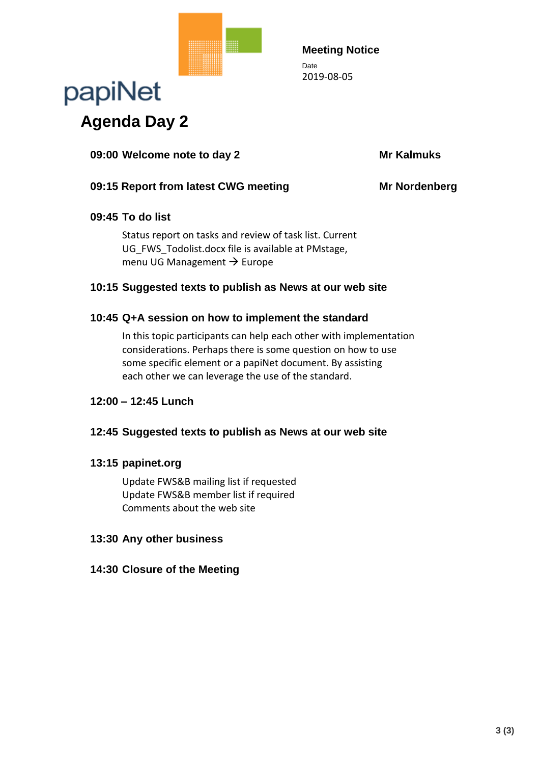papiNet

**Meeting Notice**

Date
2019-08-05

# Agenda Day 2

**09:00 Welcome note to day 2** — **Mr Kalmuks**

**09:15 Report from latest CWG meeting** — **Mr Nordenberg**

**09:45 To do list**

Status report on tasks and review of task list. Current UG_FWS_Todolist.docx file is available at PMstage, menu UG Management → Europe

**10:15 Suggested texts to publish as News at our web site**

**10:45 Q+A session on how to implement the standard**

In this topic participants can help each other with implementation considerations. Perhaps there is some question on how to use some specific element or a papiNet document. By assisting each other we can leverage the use of the standard.

**12:00 – 12:45 Lunch**

**12:45 Suggested texts to publish as News at our web site**

**13:15 papinet.org**

Update FWS&B mailing list if requested
Update FWS&B member list if required
Comments about the web site

**13:30 Any other business**

**14:30 Closure of the Meeting**